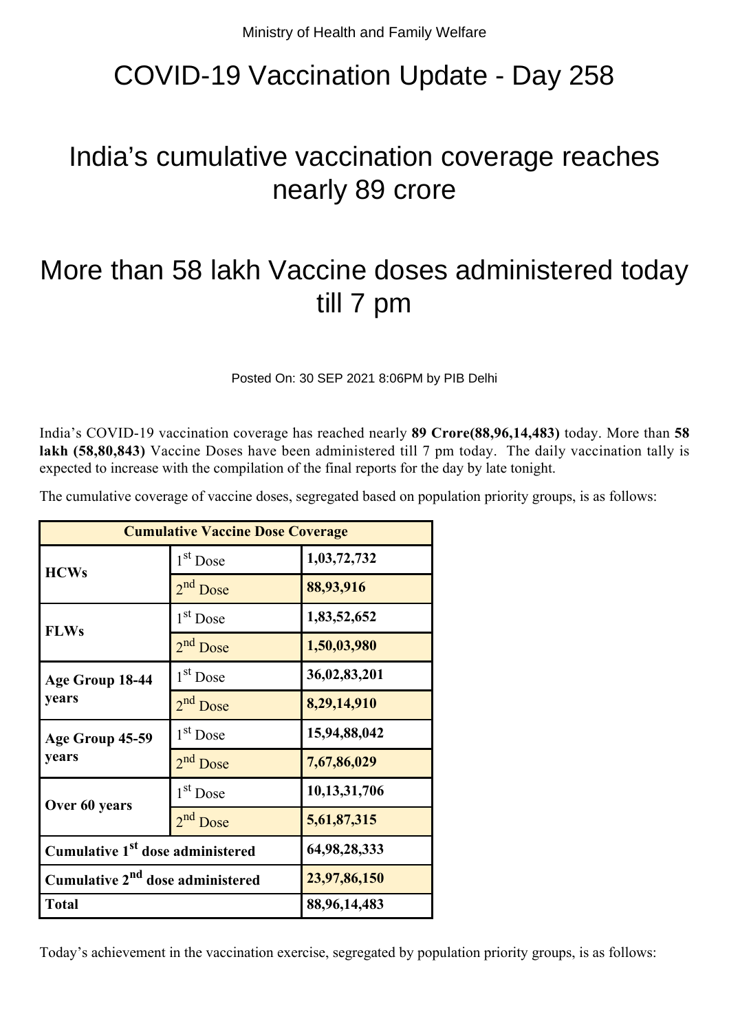Ministry of Health and Family Welfare

# COVID-19 Vaccination Update - Day 258

## India's cumulative vaccination coverage reaches nearly 89 crore

## More than 58 lakh Vaccine doses administered today till 7 pm

Posted On: 30 SEP 2021 8:06PM by PIB Delhi

India's COVID-19 vaccination coverage has reached nearly **89 Crore(88,96,14,483)** today. More than **58 lakh (58,80,843)** Vaccine Doses have been administered till 7 pm today. The daily vaccination tally is expected to increase with the compilation of the final reports for the day by late tonight.

The cumulative coverage of vaccine doses, segregated based on population priority groups, is as follows:

| Cumulative Vaccine Dose Coverage | | |
|---|---|---|
| **HCWs** | 1st Dose | **1,03,72,732** |
| | 2nd Dose | **88,93,916** |
| **FLWs** | 1st Dose | **1,83,52,652** |
| | 2nd Dose | **1,50,03,980** |
| **Age Group 18-44 years** | 1st Dose | **36,02,83,201** |
| | 2nd Dose | **8,29,14,910** |
| **Age Group 45-59 years** | 1st Dose | **15,94,88,042** |
| | 2nd Dose | **7,67,86,029** |
| **Over 60 years** | 1st Dose | **10,13,31,706** |
| | 2nd Dose | **5,61,87,315** |
| **Cumulative 1st dose administered** | | **64,98,28,333** |
| **Cumulative 2nd dose administered** | | **23,97,86,150** |
| **Total** | | **88,96,14,483** |

Today's achievement in the vaccination exercise, segregated by population priority groups, is as follows: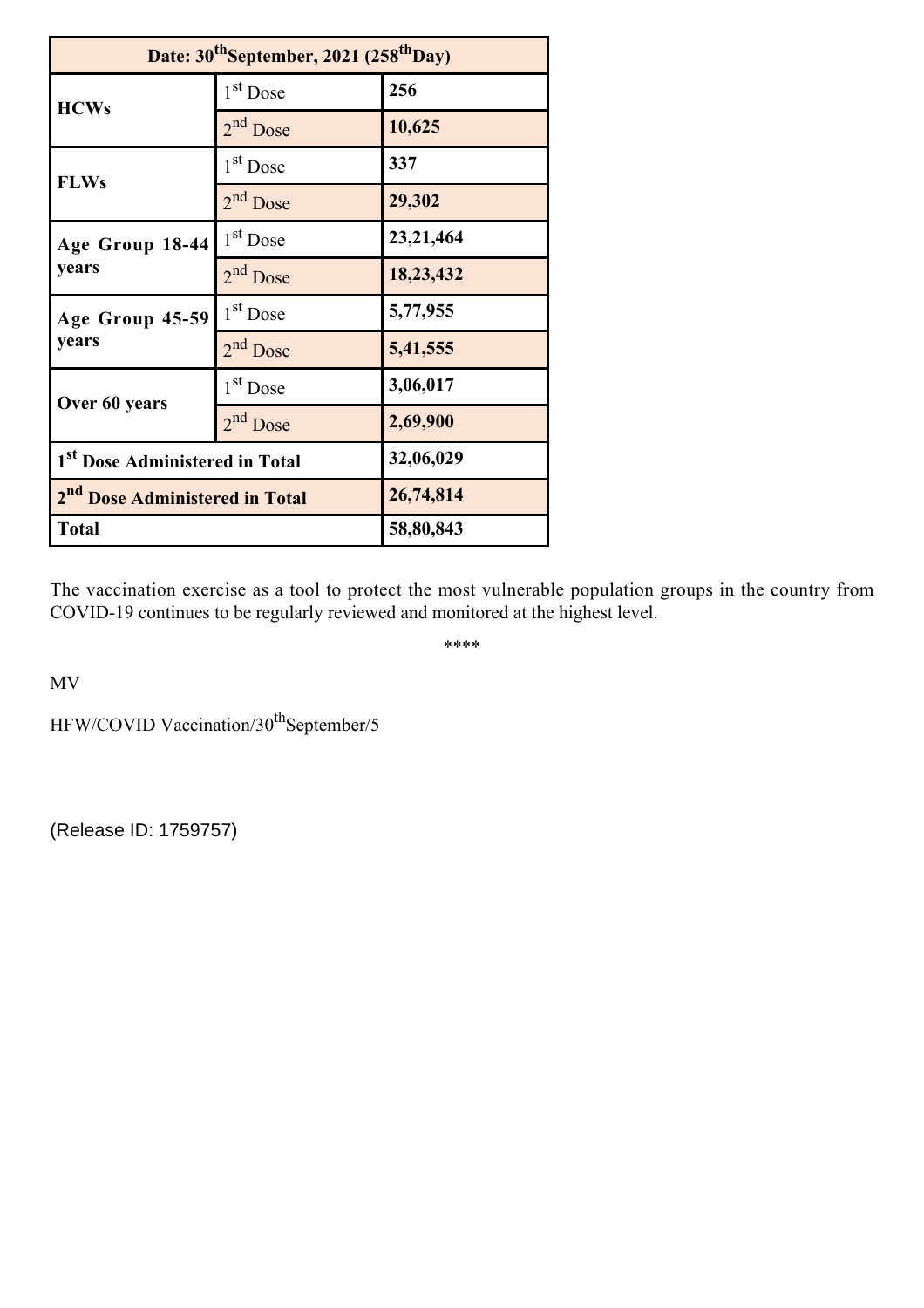| Date: 30th September, 2021 (258th Day) | | |
|---|---|---|
| **HCWs** | 1st Dose | **256** |
| | 2nd Dose | **10,625** |
| **FLWs** | 1st Dose | **337** |
| | 2nd Dose | **29,302** |
| **Age Group 18-44 years** | 1st Dose | **23,21,464** |
| | 2nd Dose | **18,23,432** |
| **Age Group 45-59 years** | 1st Dose | **5,77,955** |
| | 2nd Dose | **5,41,555** |
| **Over 60 years** | 1st Dose | **3,06,017** |
| | 2nd Dose | **2,69,900** |
| **1st Dose Administered in Total** | | **32,06,029** |
| **2nd Dose Administered in Total** | | **26,74,814** |
| **Total** | | **58,80,843** |

The vaccination exercise as a tool to protect the most vulnerable population groups in the country from COVID-19 continues to be regularly reviewed and monitored at the highest level.

****

MV

HFW/COVID Vaccination/30thSeptember/5

(Release ID: 1759757)